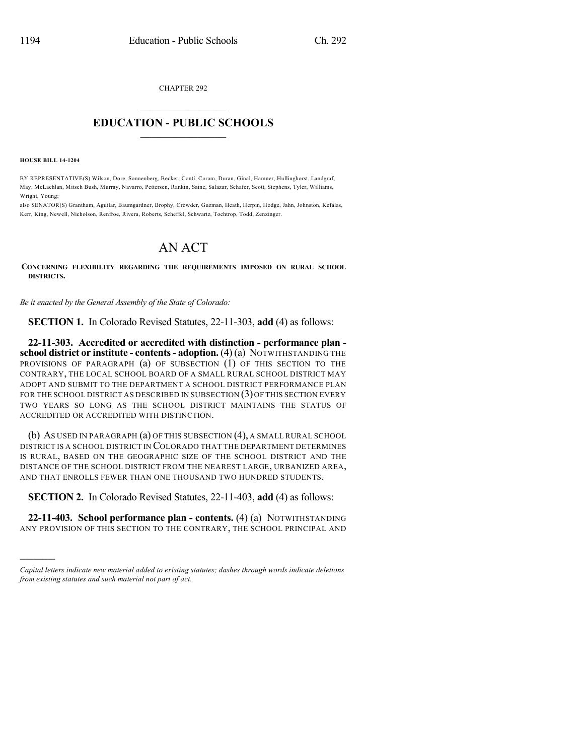CHAPTER 292

# EDUCATION - PUBLIC SCHOOLS

**HOUSE BILL 14-1204**

BY REPRESENTATIVE(S) Wilson, Dore, Sonnenberg, Becker, Conti, Coram, Duran, Ginal, Hamner, Hullinghorst, Landgraf, May, McLachlan, Mitsch Bush, Murray, Navarro, Pettersen, Rankin, Saine, Salazar, Schafer, Scott, Stephens, Tyler, Williams, Wright, Young;
also SENATOR(S) Grantham, Aguilar, Baumgardner, Brophy, Crowder, Guzman, Heath, Herpin, Hodge, Jahn, Johnston, Kefalas, Kerr, King, Newell, Nicholson, Renfroe, Rivera, Roberts, Scheffel, Schwartz, Tochtrop, Todd, Zenzinger.

# AN ACT

**CONCERNING FLEXIBILITY REGARDING THE REQUIREMENTS IMPOSED ON RURAL SCHOOL DISTRICTS.**

*Be it enacted by the General Assembly of the State of Colorado:*

**SECTION 1.** In Colorado Revised Statutes, 22-11-303, **add** (4) as follows:

**22-11-303. Accredited or accredited with distinction - performance plan - school district or institute - contents - adoption.** (4) (a) NOTWITHSTANDING THE PROVISIONS OF PARAGRAPH (a) OF SUBSECTION (1) OF THIS SECTION TO THE CONTRARY, THE LOCAL SCHOOL BOARD OF A SMALL RURAL SCHOOL DISTRICT MAY ADOPT AND SUBMIT TO THE DEPARTMENT A SCHOOL DISTRICT PERFORMANCE PLAN FOR THE SCHOOL DISTRICT AS DESCRIBED IN SUBSECTION (3) OF THIS SECTION EVERY TWO YEARS SO LONG AS THE SCHOOL DISTRICT MAINTAINS THE STATUS OF ACCREDITED OR ACCREDITED WITH DISTINCTION.

(b) AS USED IN PARAGRAPH (a) OF THIS SUBSECTION (4), A SMALL RURAL SCHOOL DISTRICT IS A SCHOOL DISTRICT IN COLORADO THAT THE DEPARTMENT DETERMINES IS RURAL, BASED ON THE GEOGRAPHIC SIZE OF THE SCHOOL DISTRICT AND THE DISTANCE OF THE SCHOOL DISTRICT FROM THE NEAREST LARGE, URBANIZED AREA, AND THAT ENROLLS FEWER THAN ONE THOUSAND TWO HUNDRED STUDENTS.

**SECTION 2.** In Colorado Revised Statutes, 22-11-403, **add** (4) as follows:

**22-11-403. School performance plan - contents.** (4) (a) NOTWITHSTANDING ANY PROVISION OF THIS SECTION TO THE CONTRARY, THE SCHOOL PRINCIPAL AND

---

*Capital letters indicate new material added to existing statutes; dashes through words indicate deletions from existing statutes and such material not part of act.*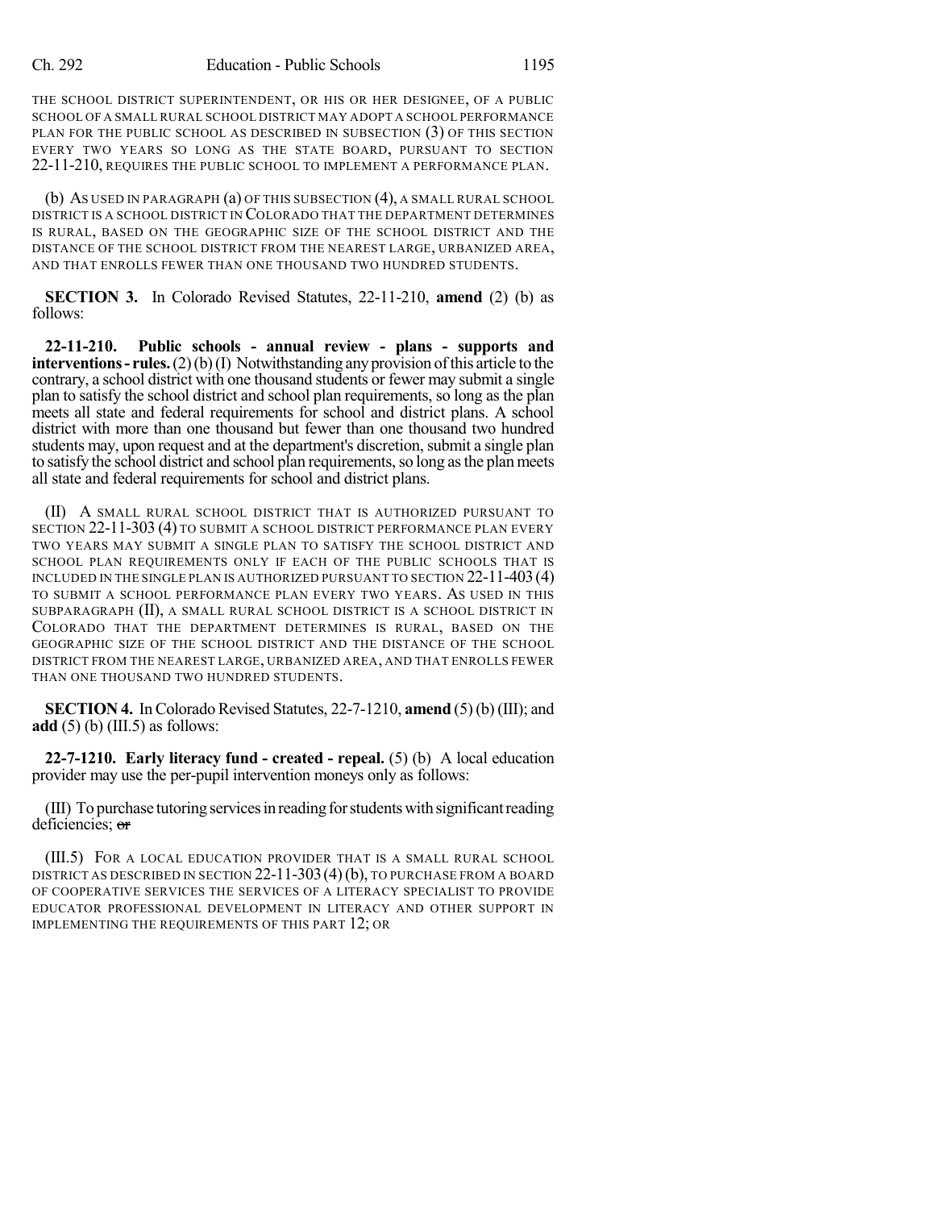THE SCHOOL DISTRICT SUPERINTENDENT, OR HIS OR HER DESIGNEE, OF A PUBLIC SCHOOL OF A SMALL RURAL SCHOOL DISTRICT MAY ADOPT A SCHOOL PERFORMANCE PLAN FOR THE PUBLIC SCHOOL AS DESCRIBED IN SUBSECTION (3) OF THIS SECTION EVERY TWO YEARS SO LONG AS THE STATE BOARD, PURSUANT TO SECTION 22-11-210, REQUIRES THE PUBLIC SCHOOL TO IMPLEMENT A PERFORMANCE PLAN.

(b) AS USED IN PARAGRAPH (a) OF THIS SUBSECTION (4), A SMALL RURAL SCHOOL DISTRICT IS A SCHOOL DISTRICT IN COLORADO THAT THE DEPARTMENT DETERMINES IS RURAL, BASED ON THE GEOGRAPHIC SIZE OF THE SCHOOL DISTRICT AND THE DISTANCE OF THE SCHOOL DISTRICT FROM THE NEAREST LARGE, URBANIZED AREA, AND THAT ENROLLS FEWER THAN ONE THOUSAND TWO HUNDRED STUDENTS.

**SECTION 3.** In Colorado Revised Statutes, 22-11-210, **amend** (2) (b) as follows:

**22-11-210. Public schools - annual review - plans - supports and interventions - rules.** (2) (b) (I) Notwithstanding any provision of this article to the contrary, a school district with one thousand students or fewer may submit a single plan to satisfy the school district and school plan requirements, so long as the plan meets all state and federal requirements for school and district plans. A school district with more than one thousand but fewer than one thousand two hundred students may, upon request and at the department's discretion, submit a single plan to satisfy the school district and school plan requirements, so long as the plan meets all state and federal requirements for school and district plans.

(II) A SMALL RURAL SCHOOL DISTRICT THAT IS AUTHORIZED PURSUANT TO SECTION 22-11-303 (4) TO SUBMIT A SCHOOL DISTRICT PERFORMANCE PLAN EVERY TWO YEARS MAY SUBMIT A SINGLE PLAN TO SATISFY THE SCHOOL DISTRICT AND SCHOOL PLAN REQUIREMENTS ONLY IF EACH OF THE PUBLIC SCHOOLS THAT IS INCLUDED IN THE SINGLE PLAN IS AUTHORIZED PURSUANT TO SECTION 22-11-403 (4) TO SUBMIT A SCHOOL PERFORMANCE PLAN EVERY TWO YEARS. AS USED IN THIS SUBPARAGRAPH (II), A SMALL RURAL SCHOOL DISTRICT IS A SCHOOL DISTRICT IN COLORADO THAT THE DEPARTMENT DETERMINES IS RURAL, BASED ON THE GEOGRAPHIC SIZE OF THE SCHOOL DISTRICT AND THE DISTANCE OF THE SCHOOL DISTRICT FROM THE NEAREST LARGE, URBANIZED AREA, AND THAT ENROLLS FEWER THAN ONE THOUSAND TWO HUNDRED STUDENTS.

**SECTION 4.** In Colorado Revised Statutes, 22-7-1210, **amend** (5) (b) (III); and **add** (5) (b) (III.5) as follows:

**22-7-1210. Early literacy fund - created - repeal.** (5) (b) A local education provider may use the per-pupil intervention moneys only as follows:

(III) To purchase tutoring services in reading for students with significant reading deficiencies; ~~or~~

(III.5) FOR A LOCAL EDUCATION PROVIDER THAT IS A SMALL RURAL SCHOOL DISTRICT AS DESCRIBED IN SECTION 22-11-303 (4) (b), TO PURCHASE FROM A BOARD OF COOPERATIVE SERVICES THE SERVICES OF A LITERACY SPECIALIST TO PROVIDE EDUCATOR PROFESSIONAL DEVELOPMENT IN LITERACY AND OTHER SUPPORT IN IMPLEMENTING THE REQUIREMENTS OF THIS PART 12; OR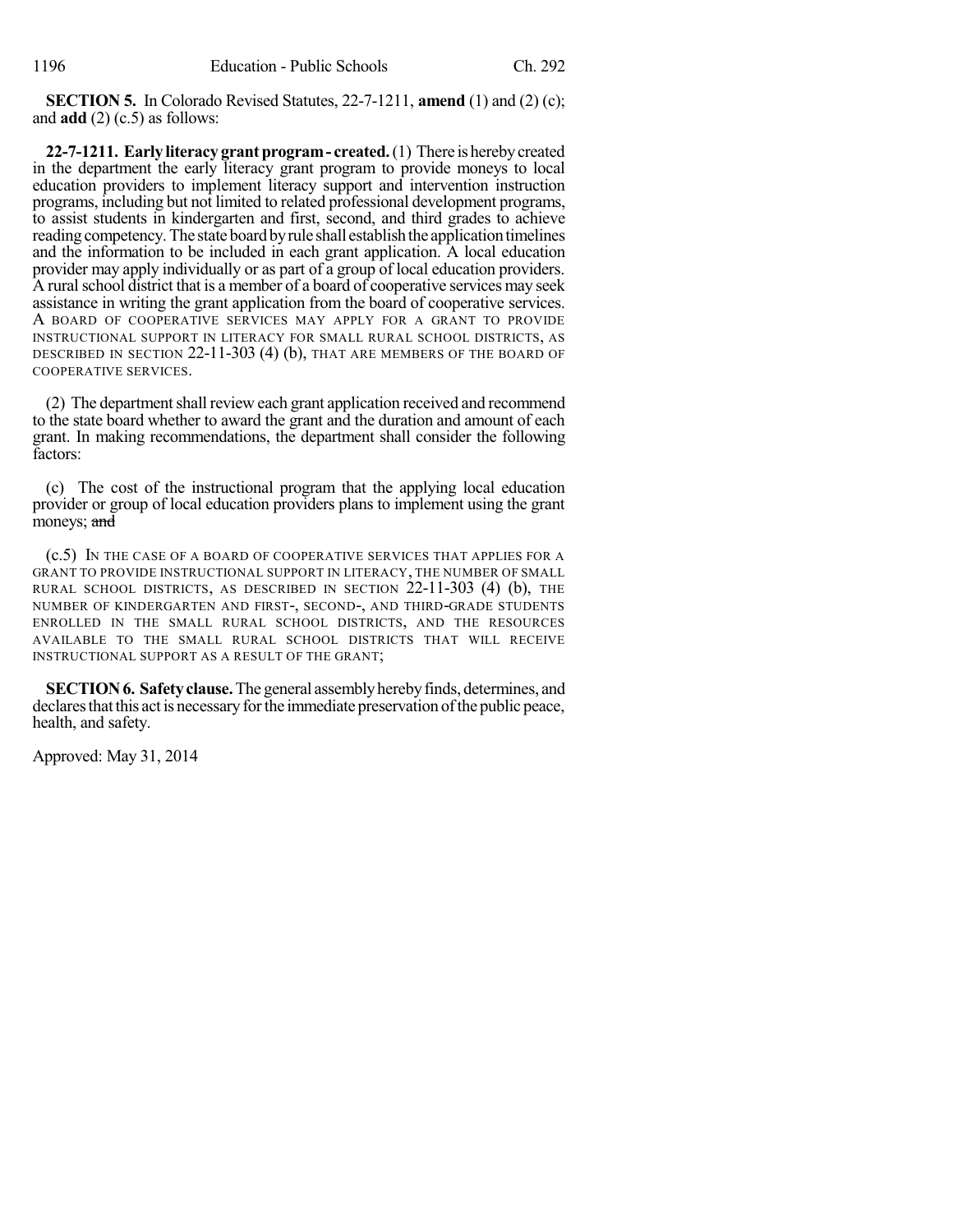**SECTION 5.** In Colorado Revised Statutes, 22-7-1211, **amend** (1) and (2) (c); and **add** (2) (c.5) as follows:

**22-7-1211. Early literacy grant program - created.** (1) There is hereby created in the department the early literacy grant program to provide moneys to local education providers to implement literacy support and intervention instruction programs, including but not limited to related professional development programs, to assist students in kindergarten and first, second, and third grades to achieve reading competency. The state board by rule shall establish the application timelines and the information to be included in each grant application. A local education provider may apply individually or as part of a group of local education providers. A rural school district that is a member of a board of cooperative services may seek assistance in writing the grant application from the board of cooperative services. A BOARD OF COOPERATIVE SERVICES MAY APPLY FOR A GRANT TO PROVIDE INSTRUCTIONAL SUPPORT IN LITERACY FOR SMALL RURAL SCHOOL DISTRICTS, AS DESCRIBED IN SECTION 22-11-303 (4) (b), THAT ARE MEMBERS OF THE BOARD OF COOPERATIVE SERVICES.

(2) The department shall review each grant application received and recommend to the state board whether to award the grant and the duration and amount of each grant. In making recommendations, the department shall consider the following factors:

(c) The cost of the instructional program that the applying local education provider or group of local education providers plans to implement using the grant moneys; ~~and~~

(c.5) IN THE CASE OF A BOARD OF COOPERATIVE SERVICES THAT APPLIES FOR A GRANT TO PROVIDE INSTRUCTIONAL SUPPORT IN LITERACY, THE NUMBER OF SMALL RURAL SCHOOL DISTRICTS, AS DESCRIBED IN SECTION 22-11-303 (4) (b), THE NUMBER OF KINDERGARTEN AND FIRST-, SECOND-, AND THIRD-GRADE STUDENTS ENROLLED IN THE SMALL RURAL SCHOOL DISTRICTS, AND THE RESOURCES AVAILABLE TO THE SMALL RURAL SCHOOL DISTRICTS THAT WILL RECEIVE INSTRUCTIONAL SUPPORT AS A RESULT OF THE GRANT;

**SECTION 6. Safety clause.** The general assembly hereby finds, determines, and declares that this act is necessary for the immediate preservation of the public peace, health, and safety.

Approved: May 31, 2014